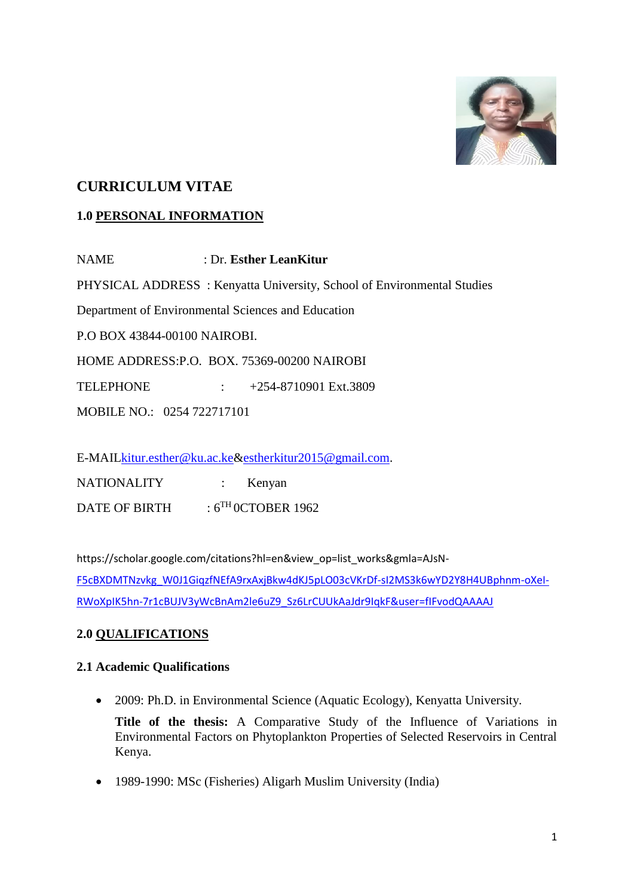## CURRICULUM VITAE

### 1.0 PERSONAL INFORMATION

NAME : Dr. **Esther LeanKitur**

PHYSICAL ADDRESS : Kenyatta University, School of Environmental Studies

Department of Environmental Sciences and Education

P.O BOX 43844-00100 NAIROBI.

HOME ADDRESS:P.O. BOX. 75369-00200 NAIROBI

TELEPHONE : +254-8710901 Ext.3809

MOBILE NO.: 0254 722717101

E-MAILkitur.esther@ku.ac.ke&estherkitur2015@gmail.com.

NATIONALITY : Kenyan

DATE OF BIRTH : 6TH 0CTOBER 1962

https://scholar.google.com/citations?hl=en&view_op=list_works&gmla=AJsN-F5cBXDMTNzvkg_W0J1GiqzfNEfA9rxAxjBkw4dKJ5pLO03cVKrDf-sI2MS3k6wYD2Y8H4UBphnm-oXeI-RWoXpIK5hn-7r1cBUJV3yWcBnAm2le6uZ9_Sz6LrCUUkAaJdr9IqkF&user=fIFvodQAAAAJ

### 2.0 QUALIFICATIONS

#### 2.1 Academic Qualifications

- 2009: Ph.D. in Environmental Science (Aquatic Ecology), Kenyatta University.

  **Title of the thesis:** A Comparative Study of the Influence of Variations in Environmental Factors on Phytoplankton Properties of Selected Reservoirs in Central Kenya.

- 1989-1990: MSc (Fisheries) Aligarh Muslim University (India)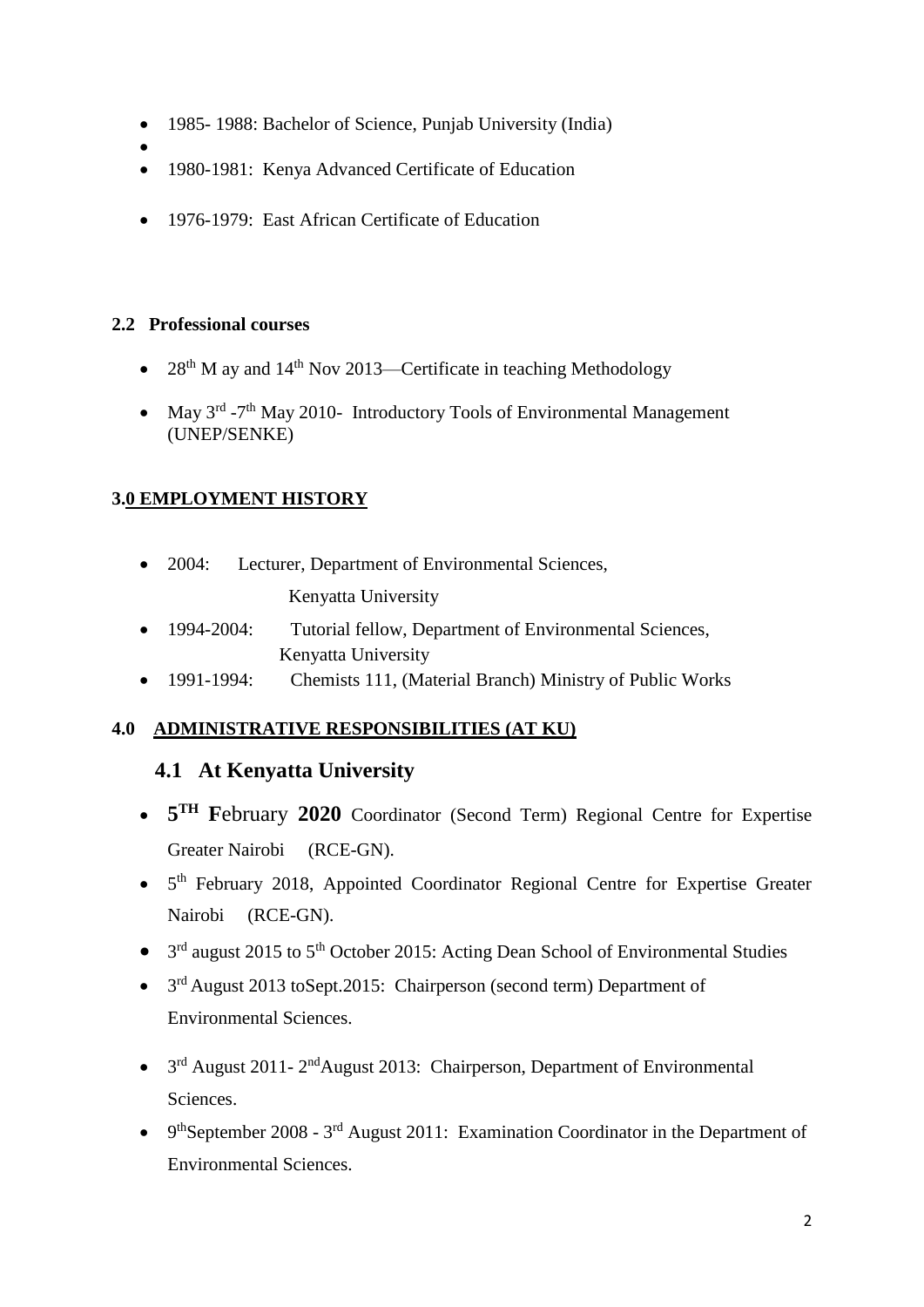- 1985- 1988: Bachelor of Science, Punjab University (India)
- 
- 1980-1981: Kenya Advanced Certificate of Education
- 1976-1979: East African Certificate of Education

**2.2 Professional courses**

- 28th M ay and 14th Nov 2013—Certificate in teaching Methodology
- May 3rd -7th May 2010- Introductory Tools of Environmental Management (UNEP/SENKE)

**3.0 EMPLOYMENT HISTORY**

- 2004: Lecturer, Department of Environmental Sciences, Kenyatta University
- 1994-2004: Tutorial fellow, Department of Environmental Sciences, Kenyatta University
- 1991-1994: Chemists 111, (Material Branch) Ministry of Public Works

**4.0 ADMINISTRATIVE RESPONSIBILITIES (AT KU)**

## 4.1 At Kenyatta University

- **5TH F**ebruary **2020** Coordinator (Second Term) Regional Centre for Expertise Greater Nairobi (RCE-GN).
- 5th February 2018, Appointed Coordinator Regional Centre for Expertise Greater Nairobi (RCE-GN).
- 3rd august 2015 to 5th October 2015: Acting Dean School of Environmental Studies
- 3rd August 2013 toSept.2015: Chairperson (second term) Department of Environmental Sciences.
- 3rd August 2011- 2ndAugust 2013: Chairperson, Department of Environmental Sciences.
- 9thSeptember 2008 - 3rd August 2011: Examination Coordinator in the Department of Environmental Sciences.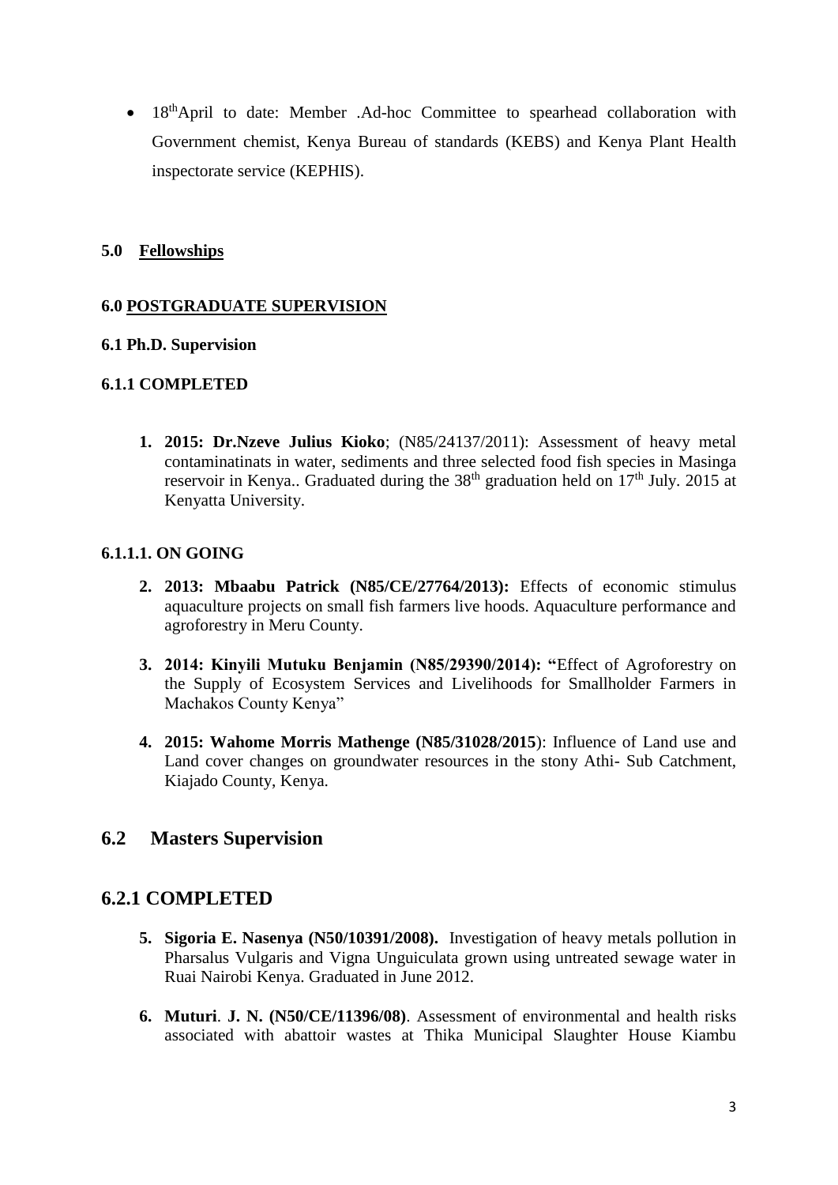- 18[th]April to date: Member .Ad-hoc Committee to spearhead collaboration with Government chemist, Kenya Bureau of standards (KEBS) and Kenya Plant Health inspectorate service (KEPHIS).

## 5.0 Fellowships

## 6.0 POSTGRADUATE SUPERVISION

### 6.1 Ph.D. Supervision

#### 6.1.1 COMPLETED

1. **2015: Dr.Nzeve Julius Kioko**; (N85/24137/2011): Assessment of heavy metal contaminatinats in water, sediments and three selected food fish species in Masinga reservoir in Kenya.. Graduated during the 38[th] graduation held on 17[th] July. 2015 at Kenyatta University.

#### 6.1.1.1. ON GOING

2. **2013: Mbaabu Patrick (N85/CE/27764/2013):** Effects of economic stimulus aquaculture projects on small fish farmers live hoods. Aquaculture performance and agroforestry in Meru County.
3. **2014: Kinyili Mutuku Benjamin (N85/29390/2014): "**Effect of Agroforestry on the Supply of Ecosystem Services and Livelihoods for Smallholder Farmers in Machakos County Kenya"
4. **2015: Wahome Morris Mathenge (N85/31028/2015**): Influence of Land use and Land cover changes on groundwater resources in the stony Athi- Sub Catchment, Kiajado County, Kenya.

## 6.2 Masters Supervision

## 6.2.1 COMPLETED

5. **Sigoria E. Nasenya (N50/10391/2008).** Investigation of heavy metals pollution in Pharsalus Vulgaris and Vigna Unguiculata grown using untreated sewage water in Ruai Nairobi Kenya. Graduated in June 2012.
6. **Muturi**. **J. N. (N50/CE/11396/08)**. Assessment of environmental and health risks associated with abattoir wastes at Thika Municipal Slaughter House Kiambu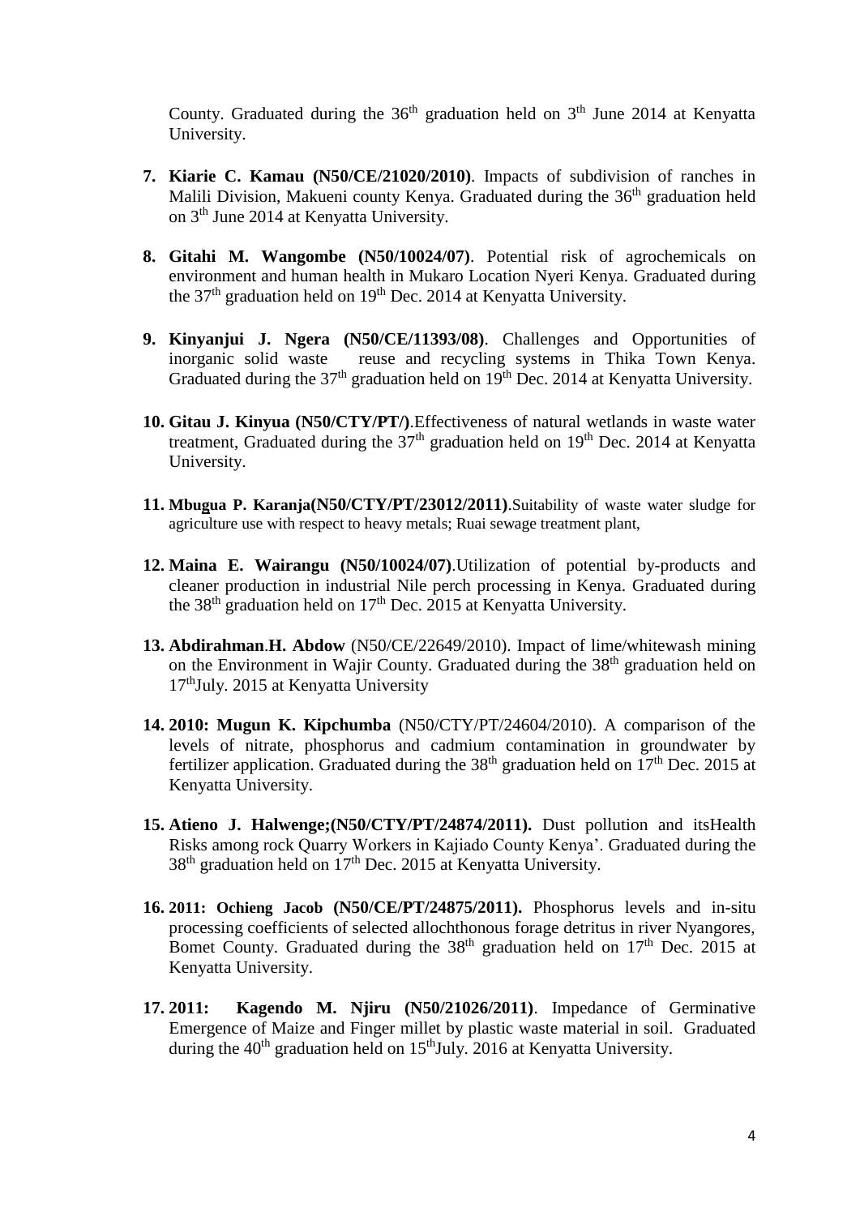County. Graduated during the 36th graduation held on 3rd June 2014 at Kenyatta University.

7. **Kiarie C. Kamau (N50/CE/21020/2010)**. Impacts of subdivision of ranches in Malili Division, Makueni county Kenya. Graduated during the 36th graduation held on 3rd June 2014 at Kenyatta University.

8. **Gitahi M. Wangombe (N50/10024/07)**. Potential risk of agrochemicals on environment and human health in Mukaro Location Nyeri Kenya. Graduated during the 37th graduation held on 19th Dec. 2014 at Kenyatta University.

9. **Kinyanjui J. Ngera (N50/CE/11393/08)**. Challenges and Opportunities of inorganic solid waste reuse and recycling systems in Thika Town Kenya. Graduated during the 37th graduation held on 19th Dec. 2014 at Kenyatta University.

10. **Gitau J. Kinyua (N50/CTY/PT/)**.Effectiveness of natural wetlands in waste water treatment, Graduated during the 37th graduation held on 19th Dec. 2014 at Kenyatta University.

11. **Mbugua P. Karanja(N50/CTY/PT/23012/2011)**.Suitability of waste water sludge for agriculture use with respect to heavy metals; Ruai sewage treatment plant,

12. **Maina E. Wairangu (N50/10024/07)**.Utilization of potential by-products and cleaner production in industrial Nile perch processing in Kenya. Graduated during the 38th graduation held on 17th Dec. 2015 at Kenyatta University.

13. **Abdirahman**.**H. Abdow** (N50/CE/22649/2010). Impact of lime/whitewash mining on the Environment in Wajir County. Graduated during the 38th graduation held on 17thJuly. 2015 at Kenyatta University

14. **2010: Mugun K. Kipchumba** (N50/CTY/PT/24604/2010). A comparison of the levels of nitrate, phosphorus and cadmium contamination in groundwater by fertilizer application. Graduated during the 38th graduation held on 17th Dec. 2015 at Kenyatta University.

15. **Atieno J. Halwenge;(N50/CTY/PT/24874/2011).** Dust pollution and itsHealth Risks among rock Quarry Workers in Kajiado County Kenya'. Graduated during the 38th graduation held on 17th Dec. 2015 at Kenyatta University.

16. **2011: Ochieng Jacob (N50/CE/PT/24875/2011).** Phosphorus levels and in-situ processing coefficients of selected allochthonous forage detritus in river Nyangores, Bomet County. Graduated during the 38th graduation held on 17th Dec. 2015 at Kenyatta University.

17. **2011: Kagendo M. Njiru (N50/21026/2011)**. Impedance of Germinative Emergence of Maize and Finger millet by plastic waste material in soil. Graduated during the 40th graduation held on 15thJuly. 2016 at Kenyatta University.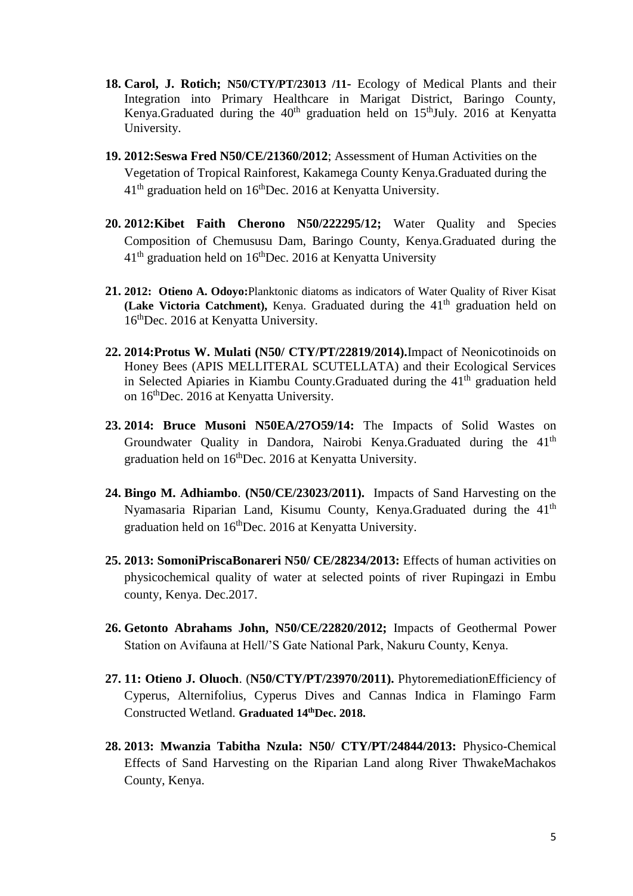18. **Carol, J. Rotich; N50/CTY/PT/23013 /11-** Ecology of Medical Plants and their Integration into Primary Healthcare in Marigat District, Baringo County, Kenya.Graduated during the 40th graduation held on 15thJuly. 2016 at Kenyatta University.

19. **2012:Seswa Fred N50/CE/21360/2012**; Assessment of Human Activities on the Vegetation of Tropical Rainforest, Kakamega County Kenya.Graduated during the 41th graduation held on 16thDec. 2016 at Kenyatta University.

20. **2012:Kibet Faith Cherono N50/222295/12;** Water Quality and Species Composition of Chemususu Dam, Baringo County, Kenya.Graduated during the 41th graduation held on 16thDec. 2016 at Kenyatta University

21. **2012: Otieno A. Odoyo:**Planktonic diatoms as indicators of Water Quality of River Kisat **(Lake Victoria Catchment),** Kenya. Graduated during the 41th graduation held on 16thDec. 2016 at Kenyatta University.

22. **2014:Protus W. Mulati (N50/ CTY/PT/22819/2014).**Impact of Neonicotinoids on Honey Bees (APIS MELLITERAL SCUTELLATA) and their Ecological Services in Selected Apiaries in Kiambu County.Graduated during the 41th graduation held on 16thDec. 2016 at Kenyatta University.

23. **2014: Bruce Musoni N50EA/27O59/14:** The Impacts of Solid Wastes on Groundwater Quality in Dandora, Nairobi Kenya.Graduated during the 41th graduation held on 16thDec. 2016 at Kenyatta University.

24. **Bingo M. Adhiambo**. **(N50/CE/23023/2011).** Impacts of Sand Harvesting on the Nyamasaria Riparian Land, Kisumu County, Kenya.Graduated during the 41th graduation held on 16thDec. 2016 at Kenyatta University.

25. **2013: SomoniPriscaBonareri N50/ CE/28234/2013:** Effects of human activities on physicochemical quality of water at selected points of river Rupingazi in Embu county, Kenya. Dec.2017.

26. **Getonto Abrahams John, N50/CE/22820/2012;** Impacts of Geothermal Power Station on Avifauna at Hell/'S Gate National Park, Nakuru County, Kenya.

27. **11: Otieno J. Oluoch**. (**N50/CTY/PT/23970/2011).** PhytoremediationEfficiency of Cyperus, Alternifolius, Cyperus Dives and Cannas Indica in Flamingo Farm Constructed Wetland. **Graduated 14thDec. 2018.**

28. **2013: Mwanzia Tabitha Nzula: N50/ CTY/PT/24844/2013:** Physico-Chemical Effects of Sand Harvesting on the Riparian Land along River ThwakeMachakos County, Kenya.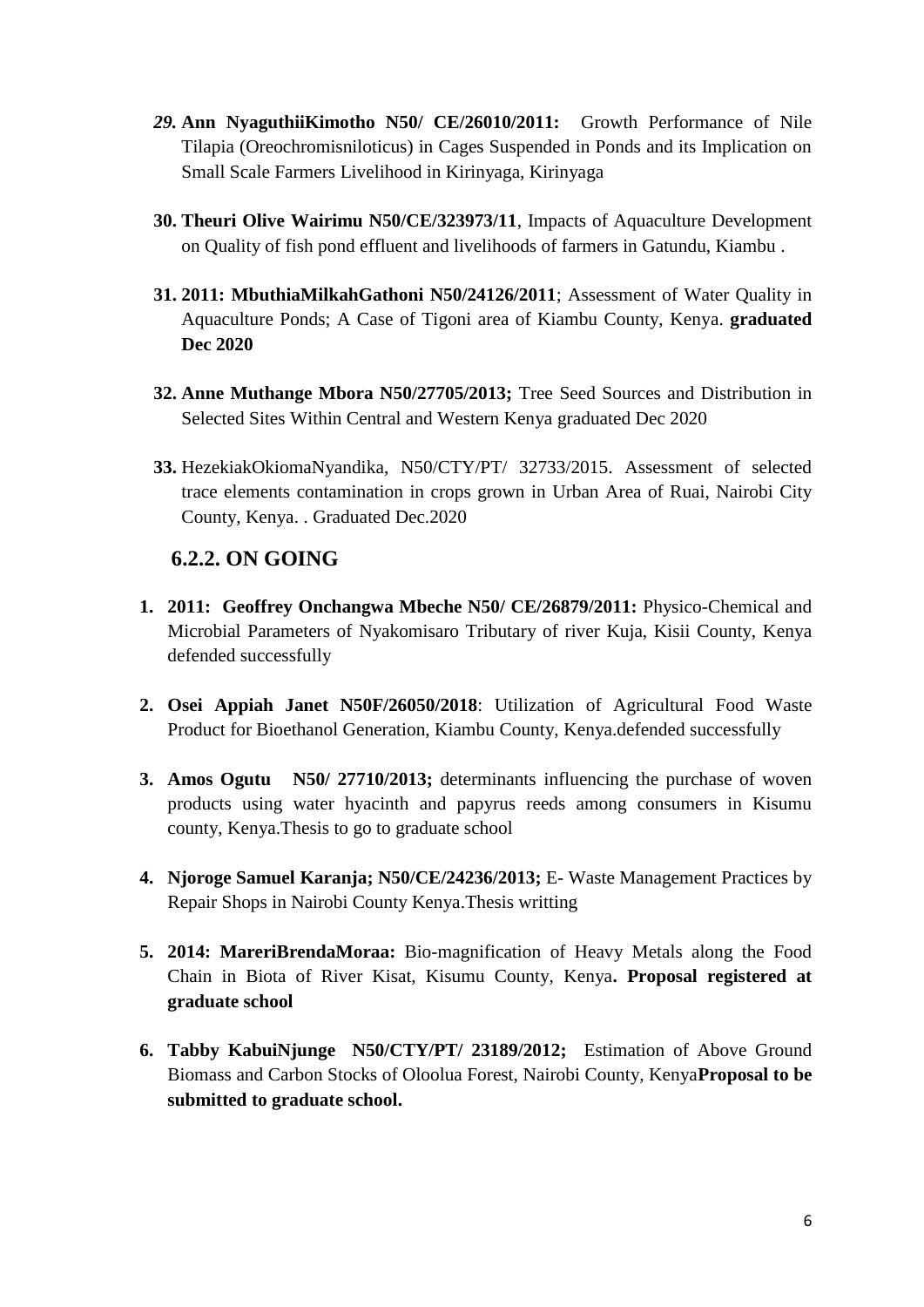29. **Ann NyaguthiiKimotho N50/ CE/26010/2011:** Growth Performance of Nile Tilapia (Oreochromisniloticus) in Cages Suspended in Ponds and its Implication on Small Scale Farmers Livelihood in Kirinyaga, Kirinyaga

30. **Theuri Olive Wairimu N50/CE/323973/11**, Impacts of Aquaculture Development on Quality of fish pond effluent and livelihoods of farmers in Gatundu, Kiambu .

31. **2011: MbuthiaMilkahGathoni N50/24126/2011**; Assessment of Water Quality in Aquaculture Ponds; A Case of Tigoni area of Kiambu County, Kenya. **graduated Dec 2020**

32. **Anne Muthange Mbora N50/27705/2013;** Tree Seed Sources and Distribution in Selected Sites Within Central and Western Kenya graduated Dec 2020

33. HezekiakOkiomaNyandika, N50/CTY/PT/ 32733/2015. Assessment of selected trace elements contamination in crops grown in Urban Area of Ruai, Nairobi City County, Kenya. . Graduated Dec.2020

## 6.2.2. ON GOING

1. **2011: Geoffrey Onchangwa Mbeche N50/ CE/26879/2011:** Physico-Chemical and Microbial Parameters of Nyakomisaro Tributary of river Kuja, Kisii County, Kenya defended successfully

2. **Osei Appiah Janet N50F/26050/2018**: Utilization of Agricultural Food Waste Product for Bioethanol Generation, Kiambu County, Kenya.defended successfully

3. **Amos Ogutu N50/ 27710/2013;** determinants influencing the purchase of woven products using water hyacinth and papyrus reeds among consumers in Kisumu county, Kenya.Thesis to go to graduate school

4. **Njoroge Samuel Karanja; N50/CE/24236/2013;** E- Waste Management Practices by Repair Shops in Nairobi County Kenya.Thesis writting

5. **2014: MareriBrendaMoraa:** Bio-magnification of Heavy Metals along the Food Chain in Biota of River Kisat, Kisumu County, Kenya**. Proposal registered at graduate school**

6. **Tabby KabuiNjunge N50/CTY/PT/ 23189/2012;** Estimation of Above Ground Biomass and Carbon Stocks of Oloolua Forest, Nairobi County, Kenya**Proposal to be submitted to graduate school.**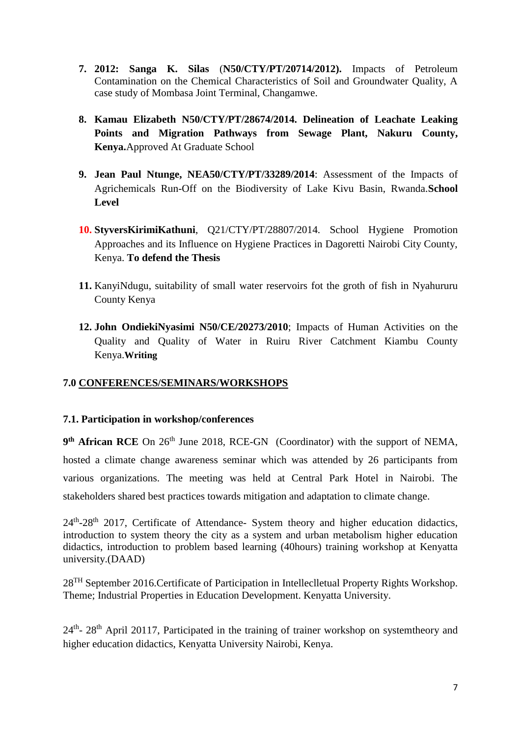7. **2012: Sanga K. Silas** (**N50/CTY/PT/20714/2012).** Impacts of Petroleum Contamination on the Chemical Characteristics of Soil and Groundwater Quality, A case study of Mombasa Joint Terminal, Changamwe.

8. **Kamau Elizabeth N50/CTY/PT/28674/2014. Delineation of Leachate Leaking Points and Migration Pathways from Sewage Plant, Nakuru County, Kenya.**Approved At Graduate School

9. **Jean Paul Ntunge, NEA50/CTY/PT/33289/2014**: Assessment of the Impacts of Agrichemicals Run-Off on the Biodiversity of Lake Kivu Basin, Rwanda.**School Level**

10. **StyversKirimiKathuni**, Q21/CTY/PT/28807/2014. School Hygiene Promotion Approaches and its Influence on Hygiene Practices in Dagoretti Nairobi City County, Kenya. **To defend the Thesis**

11. KanyiNdugu, suitability of small water reservoirs fot the groth of fish in Nyahururu County Kenya

12. **John OndiekiNyasimi N50/CE/20273/2010**; Impacts of Human Activities on the Quality and Quality of Water in Ruiru River Catchment Kiambu County Kenya.**Writing**

## 7.0 CONFERENCES/SEMINARS/WORKSHOPS

### 7.1. Participation in workshop/conferences

**9th African RCE** On 26th June 2018, RCE-GN (Coordinator) with the support of NEMA, hosted a climate change awareness seminar which was attended by 26 participants from various organizations. The meeting was held at Central Park Hotel in Nairobi. The stakeholders shared best practices towards mitigation and adaptation to climate change.

24th-28th 2017, Certificate of Attendance- System theory and higher education didactics, introduction to system theory the city as a system and urban metabolism higher education didactics, introduction to problem based learning (40hours) training workshop at Kenyatta university.(DAAD)

28TH September 2016.Certificate of Participation in Intelleclletual Property Rights Workshop. Theme; Industrial Properties in Education Development. Kenyatta University.

24th- 28th April 20117, Participated in the training of trainer workshop on systemtheory and higher education didactics, Kenyatta University Nairobi, Kenya.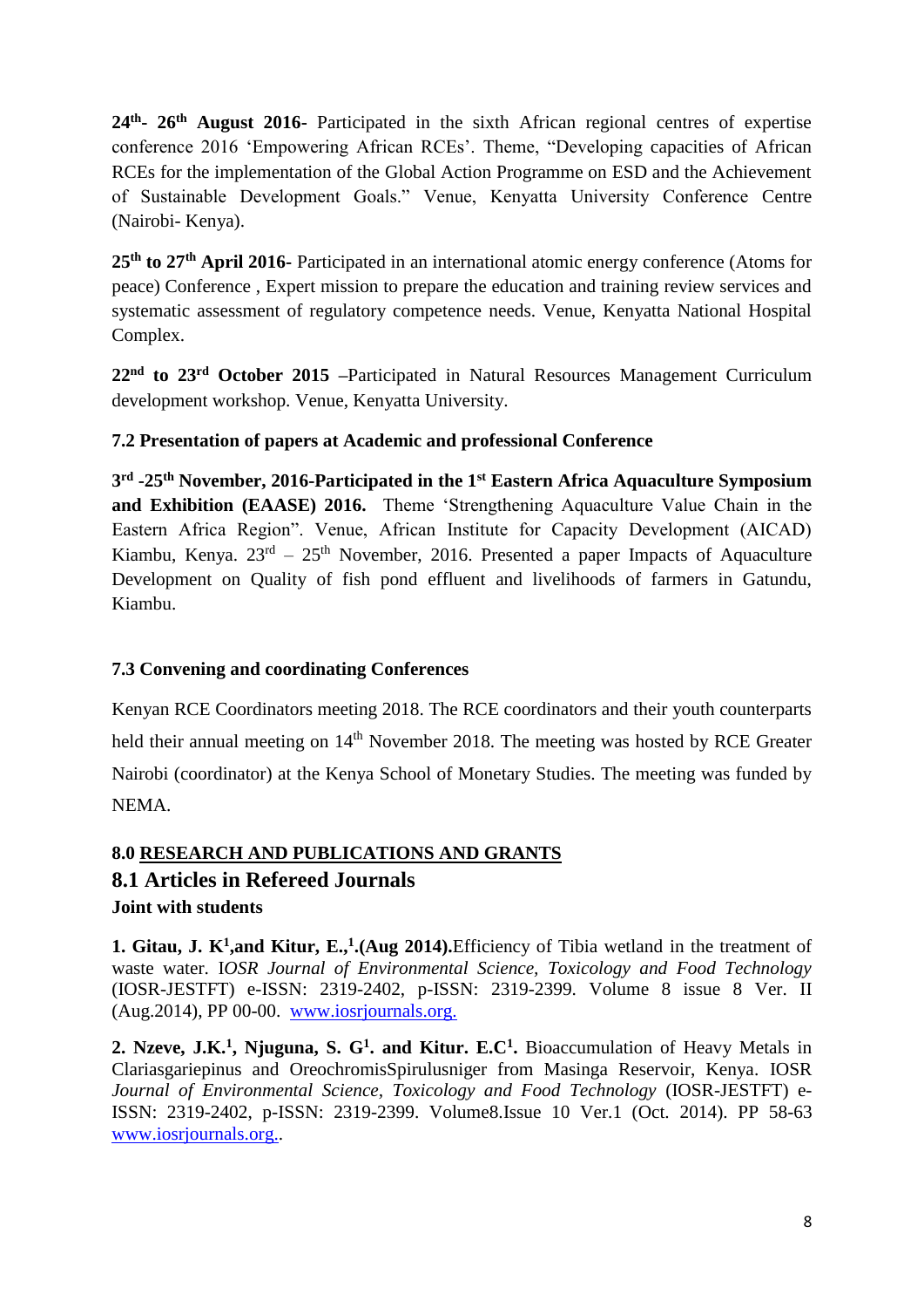**24th- 26th August 2016-** Participated in the sixth African regional centres of expertise conference 2016 'Empowering African RCEs'. Theme, "Developing capacities of African RCEs for the implementation of the Global Action Programme on ESD and the Achievement of Sustainable Development Goals." Venue, Kenyatta University Conference Centre (Nairobi- Kenya).

**25th to 27th April 2016**- Participated in an international atomic energy conference (Atoms for peace) Conference , Expert mission to prepare the education and training review services and systematic assessment of regulatory competence needs. Venue, Kenyatta National Hospital Complex.

**22nd to 23rd October 2015** –Participated in Natural Resources Management Curriculum development workshop. Venue, Kenyatta University.

### 7.2 Presentation of papers at Academic and professional Conference

**3rd -25th November, 2016-Participated in the 1st Eastern Africa Aquaculture Symposium and Exhibition (EAASE) 2016.** Theme 'Strengthening Aquaculture Value Chain in the Eastern Africa Region". Venue, African Institute for Capacity Development (AICAD) Kiambu, Kenya. 23rd – 25th November, 2016. Presented a paper Impacts of Aquaculture Development on Quality of fish pond effluent and livelihoods of farmers in Gatundu, Kiambu.

### 7.3 Convening and coordinating Conferences

Kenyan RCE Coordinators meeting 2018. The RCE coordinators and their youth counterparts held their annual meeting on 14th November 2018. The meeting was hosted by RCE Greater Nairobi (coordinator) at the Kenya School of Monetary Studies. The meeting was funded by NEMA.

### 8.0 <u>RESEARCH AND PUBLICATIONS AND GRANTS</u>

## 8.1 Articles in Refereed Journals

**Joint with students**

**1. Gitau, J. K[1],and Kitur, E.,[1].(Aug 2014).**Efficiency of Tibia wetland in the treatment of waste water. I*OSR Journal of Environmental Science, Toxicology and Food Technology* (IOSR-JESTFT) e-ISSN: 2319-2402, p-ISSN: 2319-2399. Volume 8 issue 8 Ver. II (Aug.2014), PP 00-00. [www.iosrjournals.org.](www.iosrjournals.org.)

**2. Nzeve, J.K.[1], Njuguna, S. G[1]. and Kitur. E.C[1].** Bioaccumulation of Heavy Metals in Clariasgariepinus and OreochromisSpirulusniger from Masinga Reservoir, Kenya. IOSR *Journal of Environmental Science, Toxicology and Food Technology* (IOSR-JESTFT) e-ISSN: 2319-2402, p-ISSN: 2319-2399. Volume8.Issue 10 Ver.1 (Oct. 2014). PP 58-63 [www.iosrjournals.org.](www.iosrjournals.org.).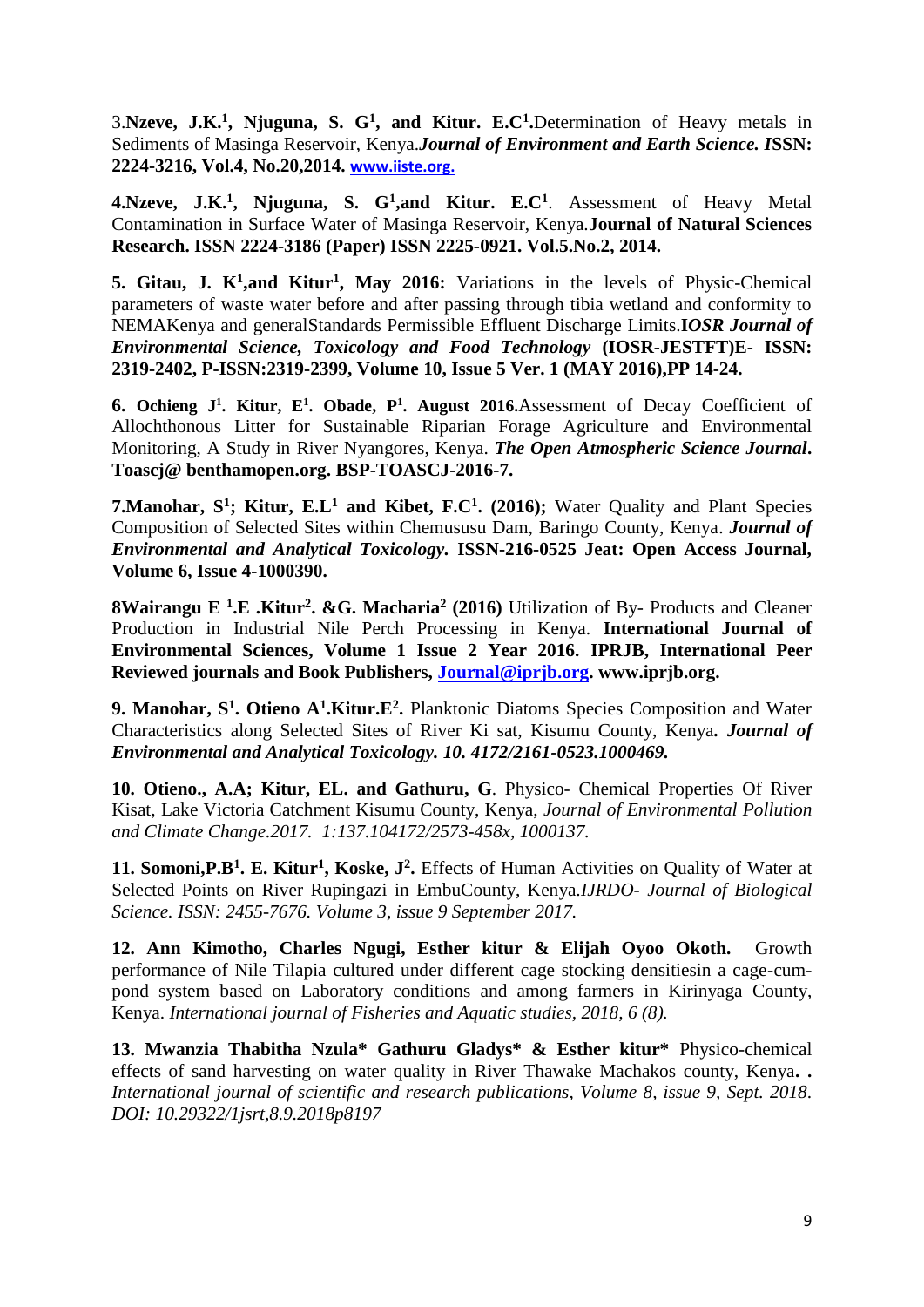3.**Nzeve, J.K.[1], Njuguna, S. G[1], and Kitur. E.C[1].**Determination of Heavy metals in Sediments of Masinga Reservoir, Kenya.***Journal of Environment and Earth Science. I*****SSN: 2224-3216, Vol.4, No.20,2014. www.iiste.org.**

**4.Nzeve, J.K.[1], Njuguna, S. G[1],and Kitur. E.C[1]**. Assessment of Heavy Metal Contamination in Surface Water of Masinga Reservoir, Kenya.**Journal of Natural Sciences Research. ISSN 2224-3186 (Paper) ISSN 2225-0921. Vol.5.No.2, 2014.**

**5. Gitau, J. K[1],and Kitur[1], May 2016:** Variations in the levels of Physic-Chemical parameters of waste water before and after passing through tibia wetland and conformity to NEMAKenya and generalStandards Permissible Effluent Discharge Limits.***IOSR Journal of Environmental Science, Toxicology and Food Technology* (IOSR-JESTFT)E- ISSN: 2319-2402, P-ISSN:2319-2399, Volume 10, Issue 5 Ver. 1 (MAY 2016),PP 14-24.**

**6. Ochieng J[1]. Kitur, E[1]. Obade, P[1]. August 2016.**Assessment of Decay Coefficient of Allochthonous Litter for Sustainable Riparian Forage Agriculture and Environmental Monitoring, A Study in River Nyangores, Kenya. ***The Open Atmospheric Science Journal*. Toascj@ benthamopen.org. BSP-TOASCJ-2016-7.**

**7.Manohar, S[1]; Kitur, E.L[1] and Kibet, F.C[1]. (2016);** Water Quality and Plant Species Composition of Selected Sites within Chemususu Dam, Baringo County, Kenya. ***Journal of Environmental and Analytical Toxicology*. ISSN-216-0525 Jeat: Open Access Journal, Volume 6, Issue 4-1000390.**

**8Wairangu E [1].E .Kitur[2]. &G. Macharia[2] (2016)** Utilization of By- Products and Cleaner Production in Industrial Nile Perch Processing in Kenya. **International Journal of Environmental Sciences, Volume 1 Issue 2 Year 2016. IPRJB, International Peer Reviewed journals and Book Publishers, Journal@iprjb.org. www.iprjb.org.**

**9. Manohar, S[1]. Otieno A[1].Kitur.E[2].** Planktonic Diatoms Species Composition and Water Characteristics along Selected Sites of River Ki sat, Kisumu County, Kenya**. *Journal of Environmental and Analytical Toxicology. 10. 4172/2161-0523.1000469.***

**10. Otieno., A.A; Kitur, EL. and Gathuru, G**. Physico- Chemical Properties Of River Kisat, Lake Victoria Catchment Kisumu County, Kenya, *Journal of Environmental Pollution and Climate Change.2017. 1:137.104172/2573-458x, 1000137.*

**11. Somoni,P.B[1]. E. Kitur[1], Koske, J[2].** Effects of Human Activities on Quality of Water at Selected Points on River Rupingazi in EmbuCounty, Kenya.*IJRDO- Journal of Biological Science. ISSN: 2455-7676. Volume 3, issue 9 September 2017.*

**12. Ann Kimotho, Charles Ngugi, Esther kitur & Elijah Oyoo Okoth.** Growth performance of Nile Tilapia cultured under different cage stocking densitiesin a cage-cum-pond system based on Laboratory conditions and among farmers in Kirinyaga County, Kenya. *International journal of Fisheries and Aquatic studies, 2018, 6 (8).*

**13. Mwanzia Thabitha Nzula* Gathuru Gladys* & Esther kitur*** Physico-chemical effects of sand harvesting on water quality in River Thawake Machakos county, Kenya**. .** *International journal of scientific and research publications, Volume 8, issue 9, Sept. 2018. DOI: 10.29322/1jsrt,8.9.2018p8197*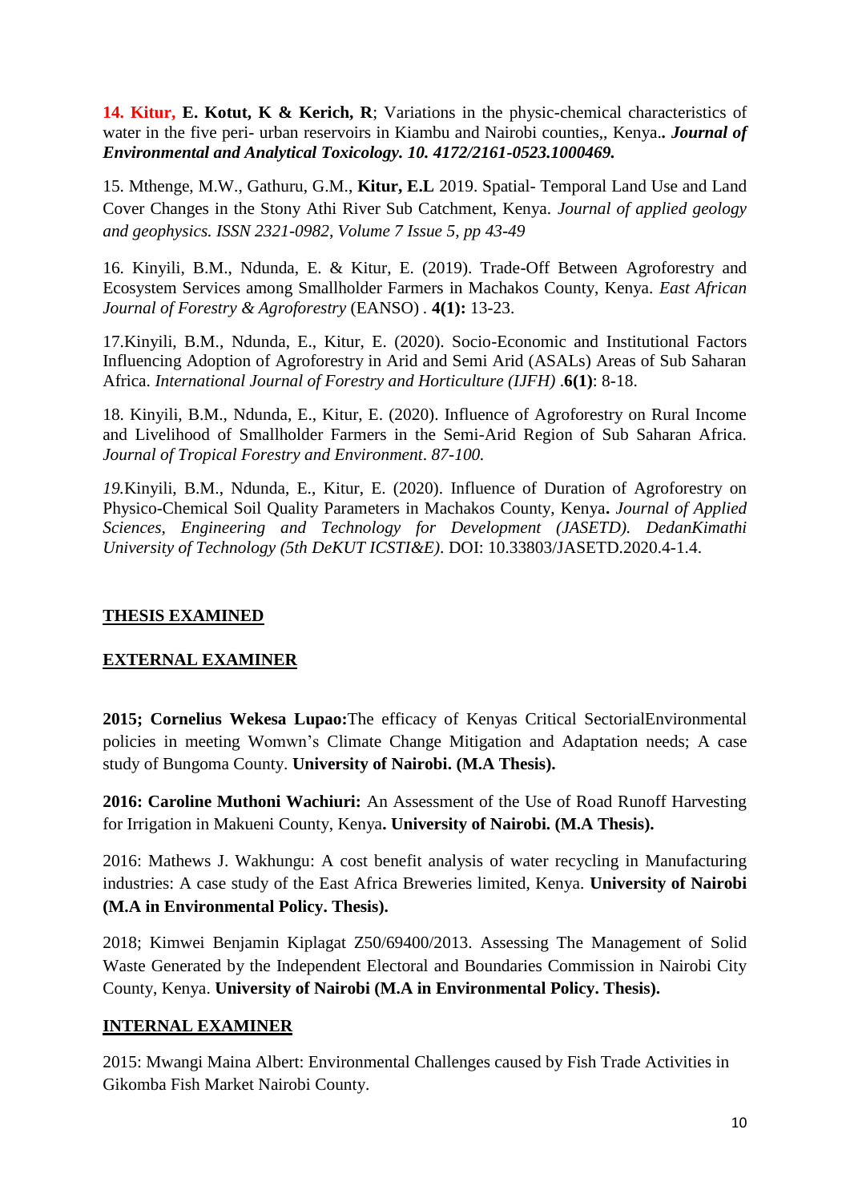**14. Kitur, E. Kotut, K & Kerich, R**; Variations in the physic-chemical characteristics of water in the five peri- urban reservoirs in Kiambu and Nairobi counties,, Kenya.. ***Journal of Environmental and Analytical Toxicology. 10. 4172/2161-0523.1000469.***

15. Mthenge, M.W., Gathuru, G.M., **Kitur, E.L** 2019. Spatial- Temporal Land Use and Land Cover Changes in the Stony Athi River Sub Catchment, Kenya. *Journal of applied geology and geophysics. ISSN 2321-0982, Volume 7 Issue 5, pp 43-49*

16. Kinyili, B.M., Ndunda, E. & Kitur, E. (2019). Trade-Off Between Agroforestry and Ecosystem Services among Smallholder Farmers in Machakos County, Kenya. *East African Journal of Forestry & Agroforestry* (EANSO) . **4(1):** 13-23.

17.Kinyili, B.M., Ndunda, E., Kitur, E. (2020). Socio-Economic and Institutional Factors Influencing Adoption of Agroforestry in Arid and Semi Arid (ASALs) Areas of Sub Saharan Africa. *International Journal of Forestry and Horticulture (IJFH)* .**6(1)**: 8-18.

18. Kinyili, B.M., Ndunda, E., Kitur, E. (2020). Influence of Agroforestry on Rural Income and Livelihood of Smallholder Farmers in the Semi-Arid Region of Sub Saharan Africa. *Journal of Tropical Forestry and Environment. 87-100.*

*19.*Kinyili, B.M., Ndunda, E., Kitur, E. (2020). Influence of Duration of Agroforestry on Physico-Chemical Soil Quality Parameters in Machakos County, Kenya**.** *Journal of Applied Sciences, Engineering and Technology for Development (JASETD). DedanKimathi University of Technology (5th DeKUT ICSTI&E)*. DOI: 10.33803/JASETD.2020.4-1.4.

## THESIS EXAMINED

### EXTERNAL EXAMINER

**2015; Cornelius Wekesa Lupao:**The efficacy of Kenyas Critical SectorialEnvironmental policies in meeting Womwn's Climate Change Mitigation and Adaptation needs; A case study of Bungoma County. **University of Nairobi. (M.A Thesis).**

**2016: Caroline Muthoni Wachiuri:** An Assessment of the Use of Road Runoff Harvesting for Irrigation in Makueni County, Kenya**. University of Nairobi. (M.A Thesis).**

2016: Mathews J. Wakhungu: A cost benefit analysis of water recycling in Manufacturing industries: A case study of the East Africa Breweries limited, Kenya. **University of Nairobi (M.A in Environmental Policy. Thesis).**

2018; Kimwei Benjamin Kiplagat Z50/69400/2013. Assessing The Management of Solid Waste Generated by the Independent Electoral and Boundaries Commission in Nairobi City County, Kenya. **University of Nairobi (M.A in Environmental Policy. Thesis).**

### INTERNAL EXAMINER

2015: Mwangi Maina Albert: Environmental Challenges caused by Fish Trade Activities in Gikomba Fish Market Nairobi County.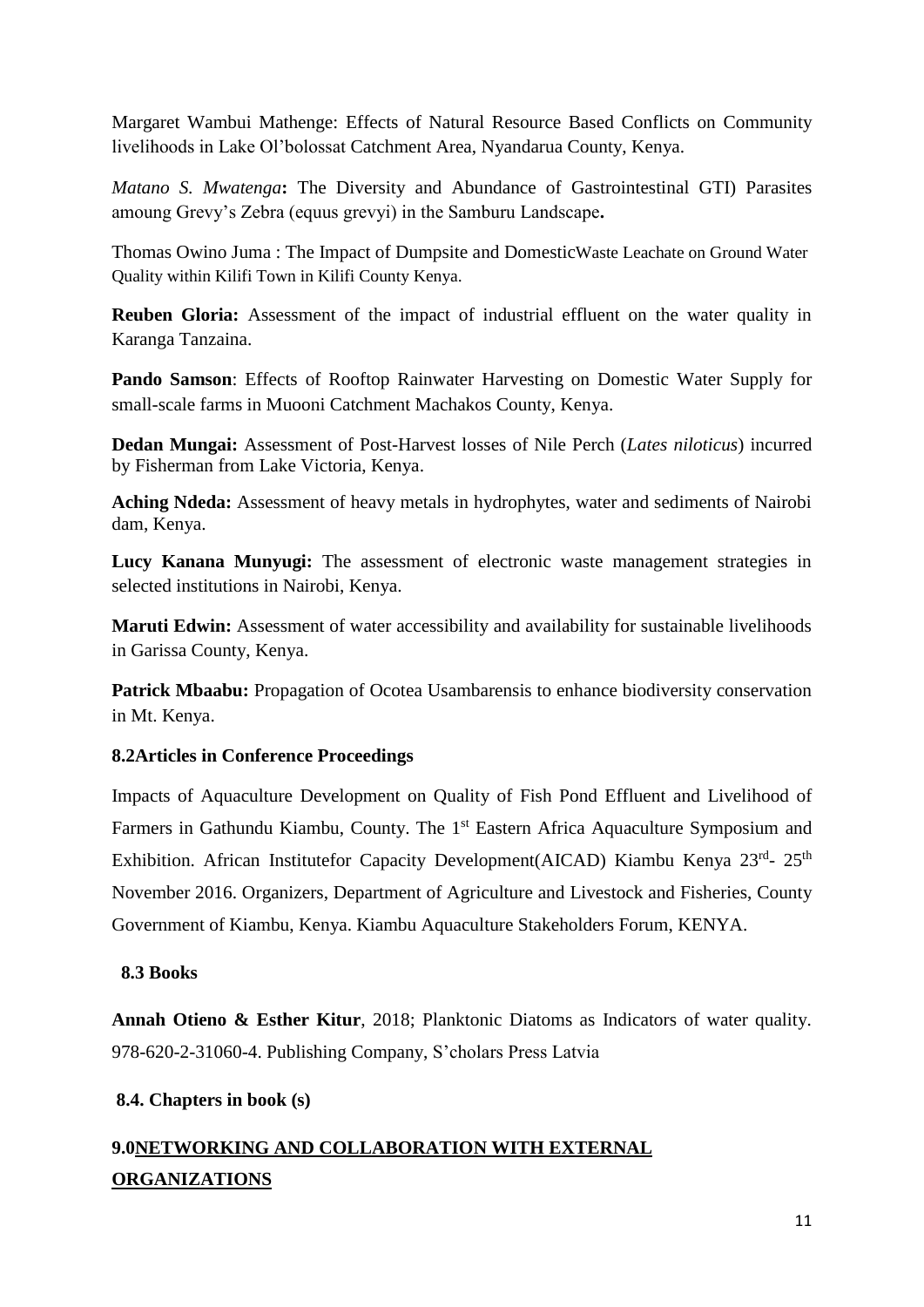Margaret Wambui Mathenge: Effects of Natural Resource Based Conflicts on Community livelihoods in Lake Ol'bolossat Catchment Area, Nyandarua County, Kenya.

*Matano S. Mwatenga***:** The Diversity and Abundance of Gastrointestinal GTI) Parasites amoung Grevy's Zebra (equus grevyi) in the Samburu Landscape**.**

Thomas Owino Juma : The Impact of Dumpsite and DomesticWaste Leachate on Ground Water Quality within Kilifi Town in Kilifi County Kenya.

**Reuben Gloria:** Assessment of the impact of industrial effluent on the water quality in Karanga Tanzaina.

**Pando Samson**: Effects of Rooftop Rainwater Harvesting on Domestic Water Supply for small-scale farms in Muooni Catchment Machakos County, Kenya.

**Dedan Mungai:** Assessment of Post-Harvest losses of Nile Perch (*Lates niloticus*) incurred by Fisherman from Lake Victoria, Kenya.

**Aching Ndeda:** Assessment of heavy metals in hydrophytes, water and sediments of Nairobi dam, Kenya.

**Lucy Kanana Munyugi:** The assessment of electronic waste management strategies in selected institutions in Nairobi, Kenya.

**Maruti Edwin:** Assessment of water accessibility and availability for sustainable livelihoods in Garissa County, Kenya.

**Patrick Mbaabu:** Propagation of Ocotea Usambarensis to enhance biodiversity conservation in Mt. Kenya.

### 8.2Articles in Conference Proceedings

Impacts of Aquaculture Development on Quality of Fish Pond Effluent and Livelihood of Farmers in Gathundu Kiambu, County. The 1st Eastern Africa Aquaculture Symposium and Exhibition. African Institutefor Capacity Development(AICAD) Kiambu Kenya 23rd- 25th November 2016. Organizers, Department of Agriculture and Livestock and Fisheries, County Government of Kiambu, Kenya. Kiambu Aquaculture Stakeholders Forum, KENYA.

### 8.3 Books

**Annah Otieno & Esther Kitur**, 2018; Planktonic Diatoms as Indicators of water quality. 978-620-2-31060-4. Publishing Company, S'cholars Press Latvia

### 8.4. Chapters in book (s)

## 9.0NETWORKING AND COLLABORATION WITH EXTERNAL ORGANIZATIONS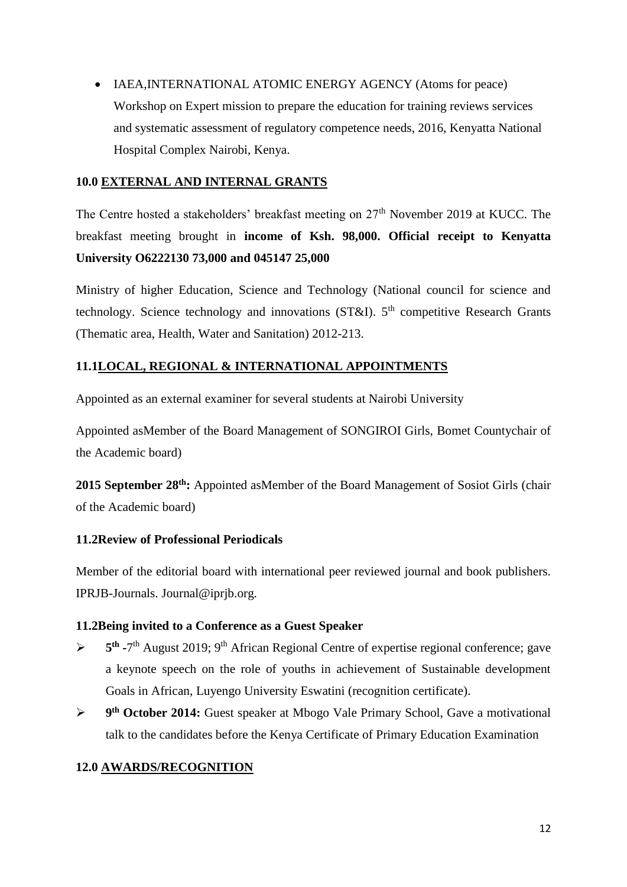- IAEA,INTERNATIONAL ATOMIC ENERGY AGENCY (Atoms for peace) Workshop on Expert mission to prepare the education for training reviews services and systematic assessment of regulatory competence needs, 2016, Kenyatta National Hospital Complex Nairobi, Kenya.

### 10.0 EXTERNAL AND INTERNAL GRANTS

The Centre hosted a stakeholders' breakfast meeting on 27th November 2019 at KUCC. The breakfast meeting brought in **income of Ksh. 98,000. Official receipt to Kenyatta University O6222130 73,000 and 045147 25,000**

Ministry of higher Education, Science and Technology (National council for science and technology. Science technology and innovations (ST&I). 5th competitive Research Grants (Thematic area, Health, Water and Sanitation) 2012-213.

### 11.1LOCAL, REGIONAL & INTERNATIONAL APPOINTMENTS

Appointed as an external examiner for several students at Nairobi University

Appointed asMember of the Board Management of SONGIROI Girls, Bomet Countychair of the Academic board)

**2015 September 28th:** Appointed asMember of the Board Management of Sosiot Girls (chair of the Academic board)

### 11.2Review of Professional Periodicals

Member of the editorial board with international peer reviewed journal and book publishers. IPRJB-Journals. Journal@iprjb.org.

### 11.2Being invited to a Conference as a Guest Speaker

- **5th** -7th August 2019; 9th African Regional Centre of expertise regional conference; gave a keynote speech on the role of youths in achievement of Sustainable development Goals in African, Luyengo University Eswatini (recognition certificate).
- **9th October 2014:** Guest speaker at Mbogo Vale Primary School, Gave a motivational talk to the candidates before the Kenya Certificate of Primary Education Examination

### 12.0 AWARDS/RECOGNITION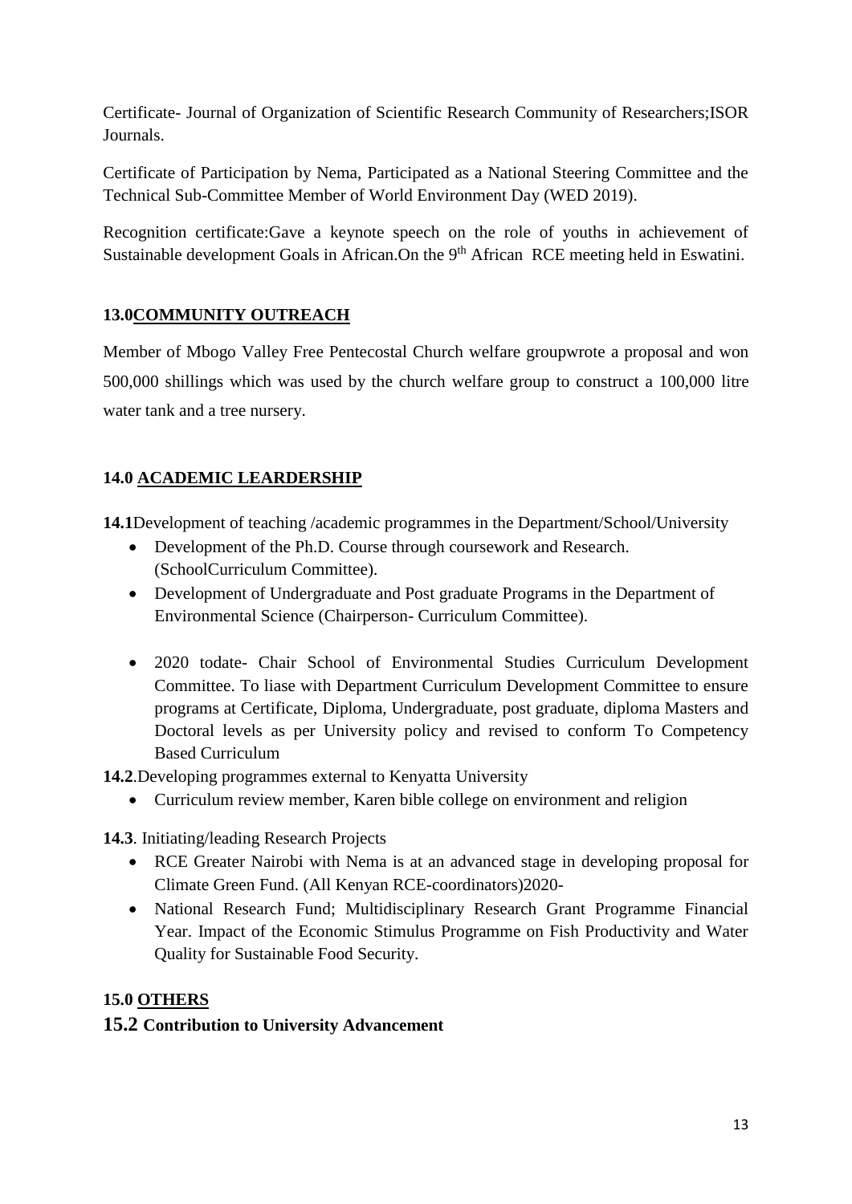Certificate- Journal of Organization of Scientific Research Community of Researchers;ISOR Journals.

Certificate of Participation by Nema, Participated as a National Steering Committee and the Technical Sub-Committee Member of World Environment Day (WED 2019).

Recognition certificate:Gave a keynote speech on the role of youths in achievement of Sustainable development Goals in African.On the 9th African RCE meeting held in Eswatini.

## 13.0 COMMUNITY OUTREACH

Member of Mbogo Valley Free Pentecostal Church welfare groupwrote a proposal and won 500,000 shillings which was used by the church welfare group to construct a 100,000 litre water tank and a tree nursery.

## 14.0 ACADEMIC LEARDERSHIP

**14.1**Development of teaching /academic programmes in the Department/School/University

- Development of the Ph.D. Course through coursework and Research. (SchoolCurriculum Committee).
- Development of Undergraduate and Post graduate Programs in the Department of Environmental Science (Chairperson- Curriculum Committee).
- 2020 todate- Chair School of Environmental Studies Curriculum Development Committee. To liase with Department Curriculum Development Committee to ensure programs at Certificate, Diploma, Undergraduate, post graduate, diploma Masters and Doctoral levels as per University policy and revised to conform To Competency Based Curriculum

**14.2**.Developing programmes external to Kenyatta University

- Curriculum review member, Karen bible college on environment and religion

**14.3**. Initiating/leading Research Projects

- RCE Greater Nairobi with Nema is at an advanced stage in developing proposal for Climate Green Fund. (All Kenyan RCE-coordinators)2020-
- National Research Fund; Multidisciplinary Research Grant Programme Financial Year. Impact of the Economic Stimulus Programme on Fish Productivity and Water Quality for Sustainable Food Security.

## 15.0 OTHERS

### 15.2 Contribution to University Advancement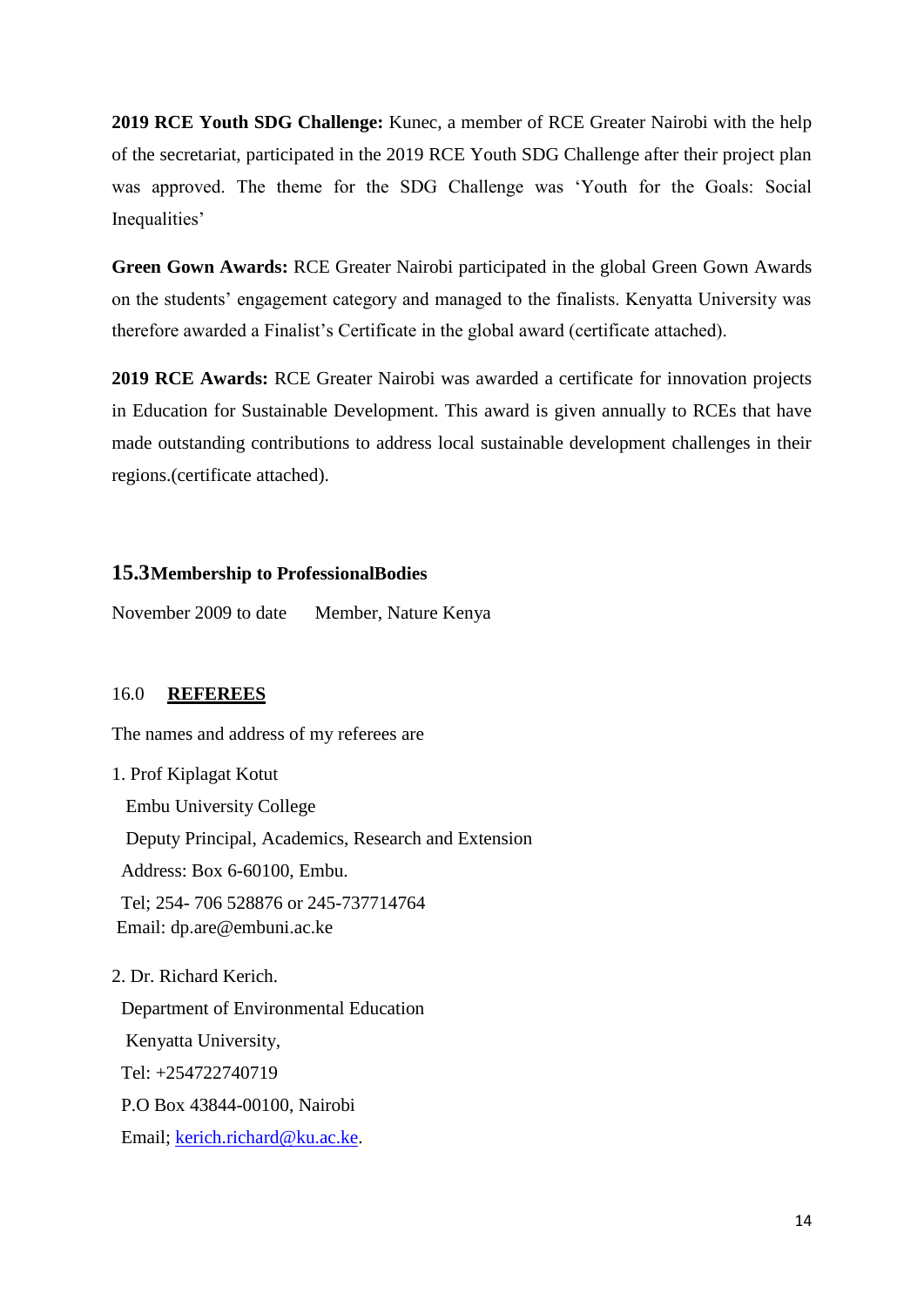**2019 RCE Youth SDG Challenge:** Kunec, a member of RCE Greater Nairobi with the help of the secretariat, participated in the 2019 RCE Youth SDG Challenge after their project plan was approved. The theme for the SDG Challenge was 'Youth for the Goals: Social Inequalities'

**Green Gown Awards:** RCE Greater Nairobi participated in the global Green Gown Awards on the students' engagement category and managed to the finalists. Kenyatta University was therefore awarded a Finalist's Certificate in the global award (certificate attached).

**2019 RCE Awards:** RCE Greater Nairobi was awarded a certificate for innovation projects in Education for Sustainable Development. This award is given annually to RCEs that have made outstanding contributions to address local sustainable development challenges in their regions.(certificate attached).

### 15.3 Membership to ProfessionalBodies

November 2009 to date Member, Nature Kenya

## 16.0 REFEREES

The names and address of my referees are

1. Prof Kiplagat Kotut
   Embu University College
   Deputy Principal, Academics, Research and Extension
   Address: Box 6-60100, Embu.
   Tel; 254- 706 528876 or 245-737714764
   Email: dp.are@embuni.ac.ke

2. Dr. Richard Kerich.
   Department of Environmental Education
   Kenyatta University,
   Tel: +254722740719
   P.O Box 43844-00100, Nairobi
   Email; kerich.richard@ku.ac.ke.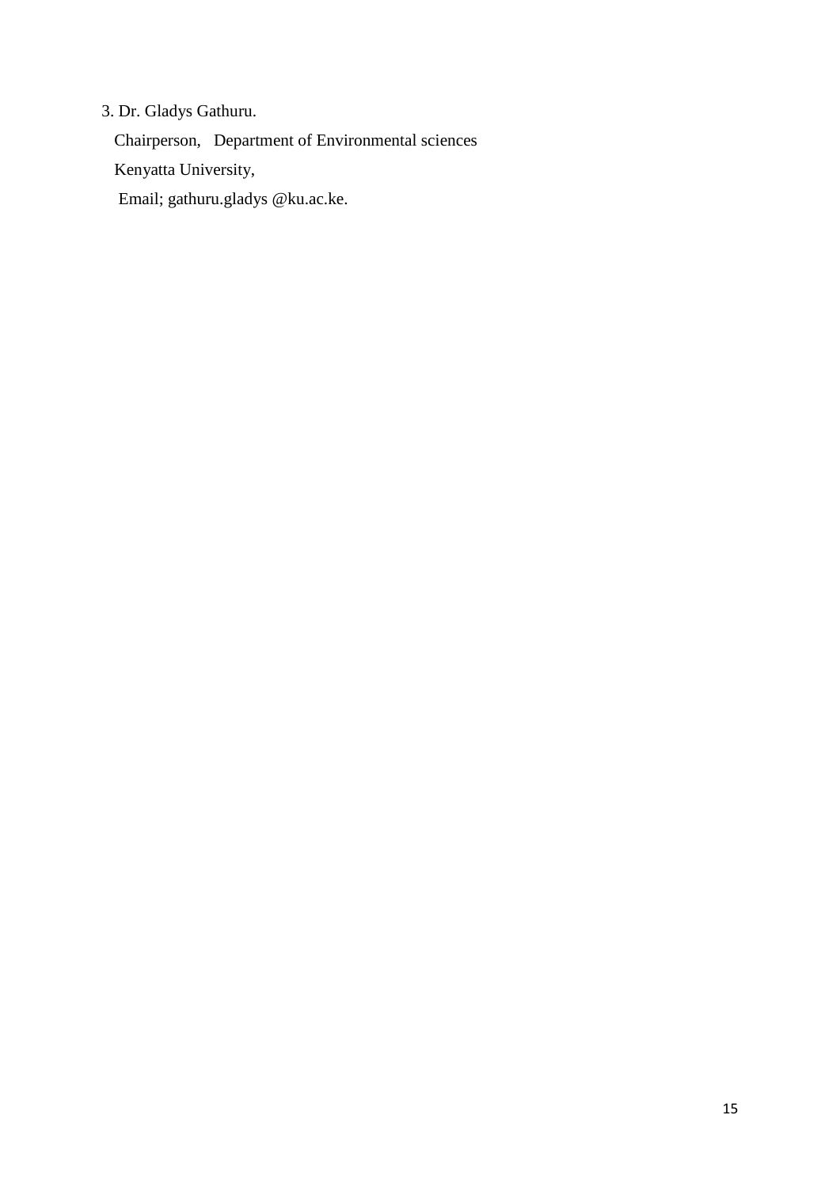3. Dr. Gladys Gathuru.

Chairperson, Department of Environmental sciences

Kenyatta University,

Email; gathuru.gladys @ku.ac.ke.